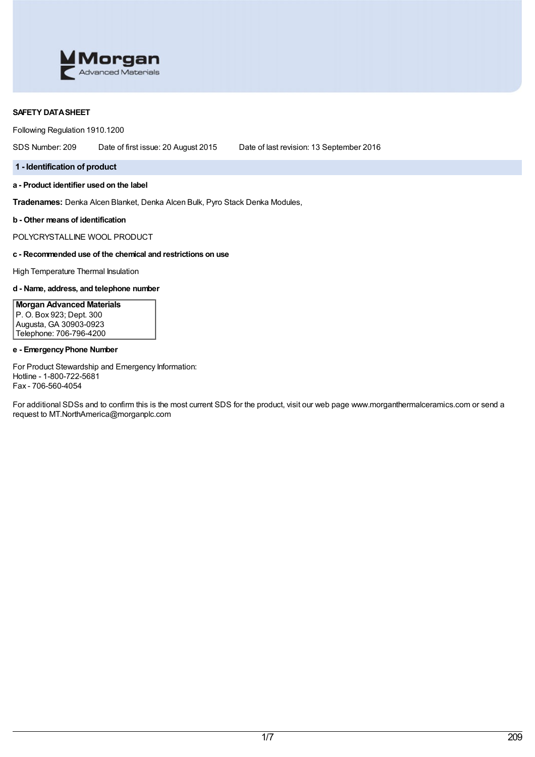**SAFETY DATA SHEET**

Following Regulation 1910.1200

SDS Number: 209 Date of first issue: 20 August 2015 Date of last revision: 13 September 2016

## 1 - Identification of product

**a - Product identifier used on the label**

**Tradenames:** Denka Alcen Blanket, Denka Alcen Bulk, Pyro Stack Denka Modules,

**b - Other means of identification**

POLYCRYSTALLINE WOOL PRODUCT

**c - Recommended use of the chemical and restrictions on use**

High Temperature Thermal Insulation

**d - Name, address, and telephone number**

**Morgan Advanced Materials**
P. O. Box 923; Dept. 300
Augusta, GA 30903-0923
Telephone: 706-796-4200

**e - Emergency Phone Number**

For Product Stewardship and Emergency Information:
Hotline - 1-800-722-5681
Fax - 706-560-4054

For additional SDSs and to confirm this is the most current SDS for the product, visit our web page www.morganthermalceramics.com or send a request to MT.NorthAmerica@morganplc.com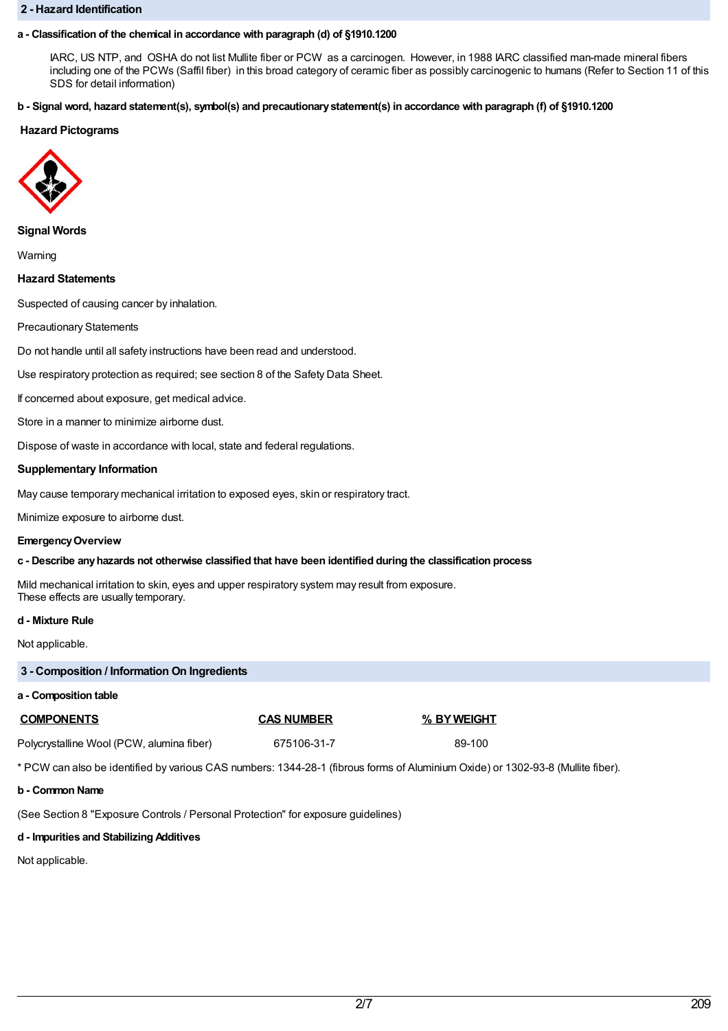## 2 - Hazard Identification

**a - Classification of the chemical in accordance with paragraph (d) of §1910.1200**

IARC, US NTP, and OSHA do not list Mullite fiber or PCW as a carcinogen. However, in 1988 IARC classified man-made mineral fibers including one of the PCWs (Saffil fiber) in this broad category of ceramic fiber as possibly carcinogenic to humans (Refer to Section 11 of this SDS for detail information)

**b - Signal word, hazard statement(s), symbol(s) and precautionary statement(s) in accordance with paragraph (f) of §1910.1200**

**Hazard Pictograms**

**Signal Words**

Warning

**Hazard Statements**

Suspected of causing cancer by inhalation.

Precautionary Statements

Do not handle until all safety instructions have been read and understood.

Use respiratory protection as required; see section 8 of the Safety Data Sheet.

If concerned about exposure, get medical advice.

Store in a manner to minimize airborne dust.

Dispose of waste in accordance with local, state and federal regulations.

**Supplementary Information**

May cause temporary mechanical irritation to exposed eyes, skin or respiratory tract.

Minimize exposure to airborne dust.

**Emergency Overview**

**c - Describe any hazards not otherwise classified that have been identified during the classification process**

Mild mechanical irritation to skin, eyes and upper respiratory system may result from exposure.
These effects are usually temporary.

**d - Mixture Rule**

Not applicable.

## 3 - Composition / Information On Ingredients

**a - Composition table**

| COMPONENTS | CAS NUMBER | % BY WEIGHT |
|---|---|---|
| Polycrystalline Wool (PCW, alumina fiber) | 675106-31-7 | 89-100 |

* PCW can also be identified by various CAS numbers: 1344-28-1 (fibrous forms of Aluminium Oxide) or 1302-93-8 (Mullite fiber).

**b - Common Name**

(See Section 8 "Exposure Controls / Personal Protection" for exposure guidelines)

**d - Impurities and Stabilizing Additives**

Not applicable.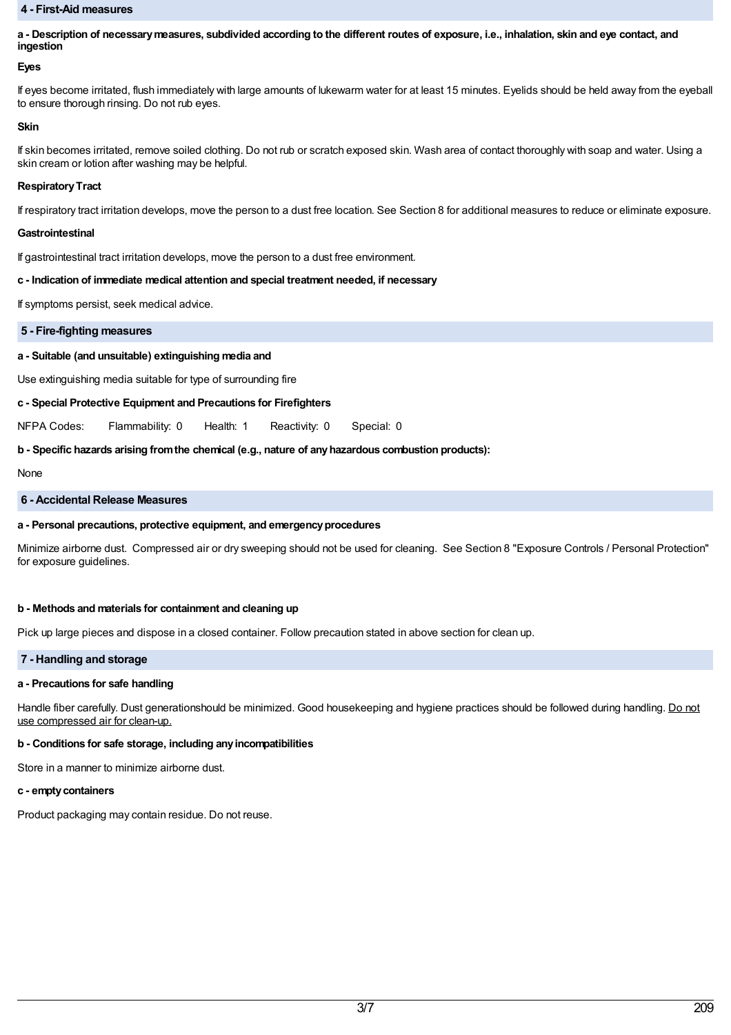## 4 - First-Aid measures

**a - Description of necessary measures, subdivided according to the different routes of exposure, i.e., inhalation, skin and eye contact, and ingestion**

**Eyes**

If eyes become irritated, flush immediately with large amounts of lukewarm water for at least 15 minutes. Eyelids should be held away from the eyeball to ensure thorough rinsing. Do not rub eyes.

**Skin**

If skin becomes irritated, remove soiled clothing. Do not rub or scratch exposed skin. Wash area of contact thoroughly with soap and water. Using a skin cream or lotion after washing may be helpful.

**Respiratory Tract**

If respiratory tract irritation develops, move the person to a dust free location. See Section 8 for additional measures to reduce or eliminate exposure.

**Gastrointestinal**

If gastrointestinal tract irritation develops, move the person to a dust free environment.

**c - Indication of immediate medical attention and special treatment needed, if necessary**

If symptoms persist, seek medical advice.

## 5 - Fire-fighting measures

**a - Suitable (and unsuitable) extinguishing media and**

Use extinguishing media suitable for type of surrounding fire

**c - Special Protective Equipment and Precautions for Firefighters**

NFPA Codes: Flammability: 0 Health: 1 Reactivity: 0 Special: 0

**b - Specific hazards arising from the chemical (e.g., nature of any hazardous combustion products):**

None

## 6 - Accidental Release Measures

**a - Personal precautions, protective equipment, and emergency procedures**

Minimize airborne dust. Compressed air or dry sweeping should not be used for cleaning. See Section 8 "Exposure Controls / Personal Protection" for exposure guidelines.

**b - Methods and materials for containment and cleaning up**

Pick up large pieces and dispose in a closed container. Follow precaution stated in above section for clean up.

## 7 - Handling and storage

**a - Precautions for safe handling**

Handle fiber carefully. Dust generationshould be minimized. Good housekeeping and hygiene practices should be followed during handling. <u>Do not use compressed air for clean-up.</u>

**b - Conditions for safe storage, including any incompatibilities**

Store in a manner to minimize airborne dust.

**c - empty containers**

Product packaging may contain residue. Do not reuse.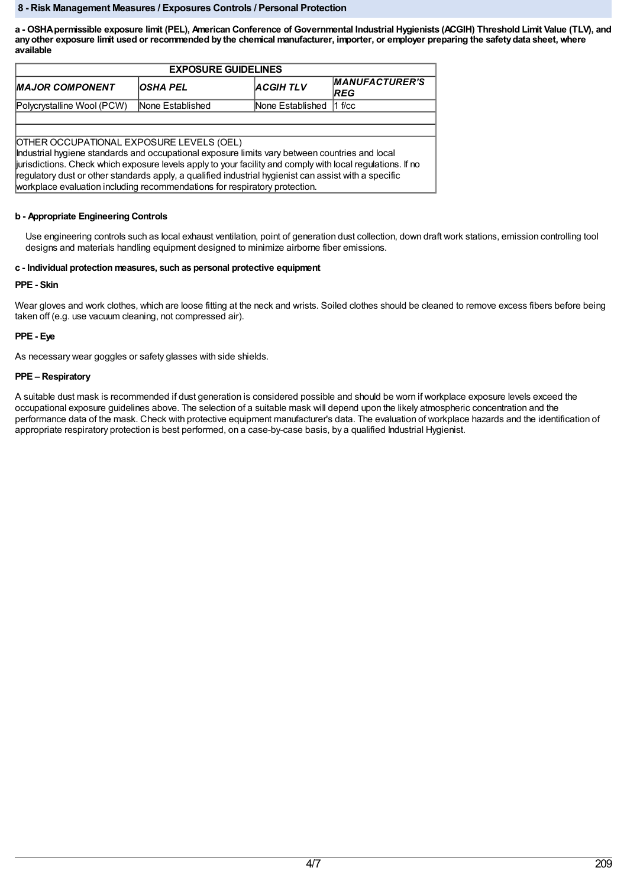## 8 - Risk Management Measures / Exposures Controls / Personal Protection

**a - OSHA permissible exposure limit (PEL), American Conference of Governmental Industrial Hygienists (ACGIH) Threshold Limit Value (TLV), and any other exposure limit used or recommended by the chemical manufacturer, importer, or employer preparing the safety data sheet, where available**

| EXPOSURE GUIDELINES | | | |
|---|---|---|---|
| ***MAJOR COMPONENT*** | ***OSHA PEL*** | ***ACGIH TLV*** | ***MANUFACTURER'S REG*** |
| Polycrystalline Wool (PCW) | None Established | None Established | 1 f/cc |
| | | | |
| | | | |
| OTHER OCCUPATIONAL EXPOSURE LEVELS (OEL) Industrial hygiene standards and occupational exposure limits vary between countries and local jurisdictions. Check which exposure levels apply to your facility and comply with local regulations. If no regulatory dust or other standards apply, a qualified industrial hygienist can assist with a specific workplace evaluation including recommendations for respiratory protection. | | | |

**b - Appropriate Engineering Controls**

Use engineering controls such as local exhaust ventilation, point of generation dust collection, down draft work stations, emission controlling tool designs and materials handling equipment designed to minimize airborne fiber emissions.

**c - Individual protection measures, such as personal protective equipment**

**PPE - Skin**

Wear gloves and work clothes, which are loose fitting at the neck and wrists. Soiled clothes should be cleaned to remove excess fibers before being taken off (e.g. use vacuum cleaning, not compressed air).

**PPE - Eye**

As necessary wear goggles or safety glasses with side shields.

**PPE – Respiratory**

A suitable dust mask is recommended if dust generation is considered possible and should be worn if workplace exposure levels exceed the occupational exposure guidelines above. The selection of a suitable mask will depend upon the likely atmospheric concentration and the performance data of the mask. Check with protective equipment manufacturer's data. The evaluation of workplace hazards and the identification of appropriate respiratory protection is best performed, on a case-by-case basis, by a qualified Industrial Hygienist.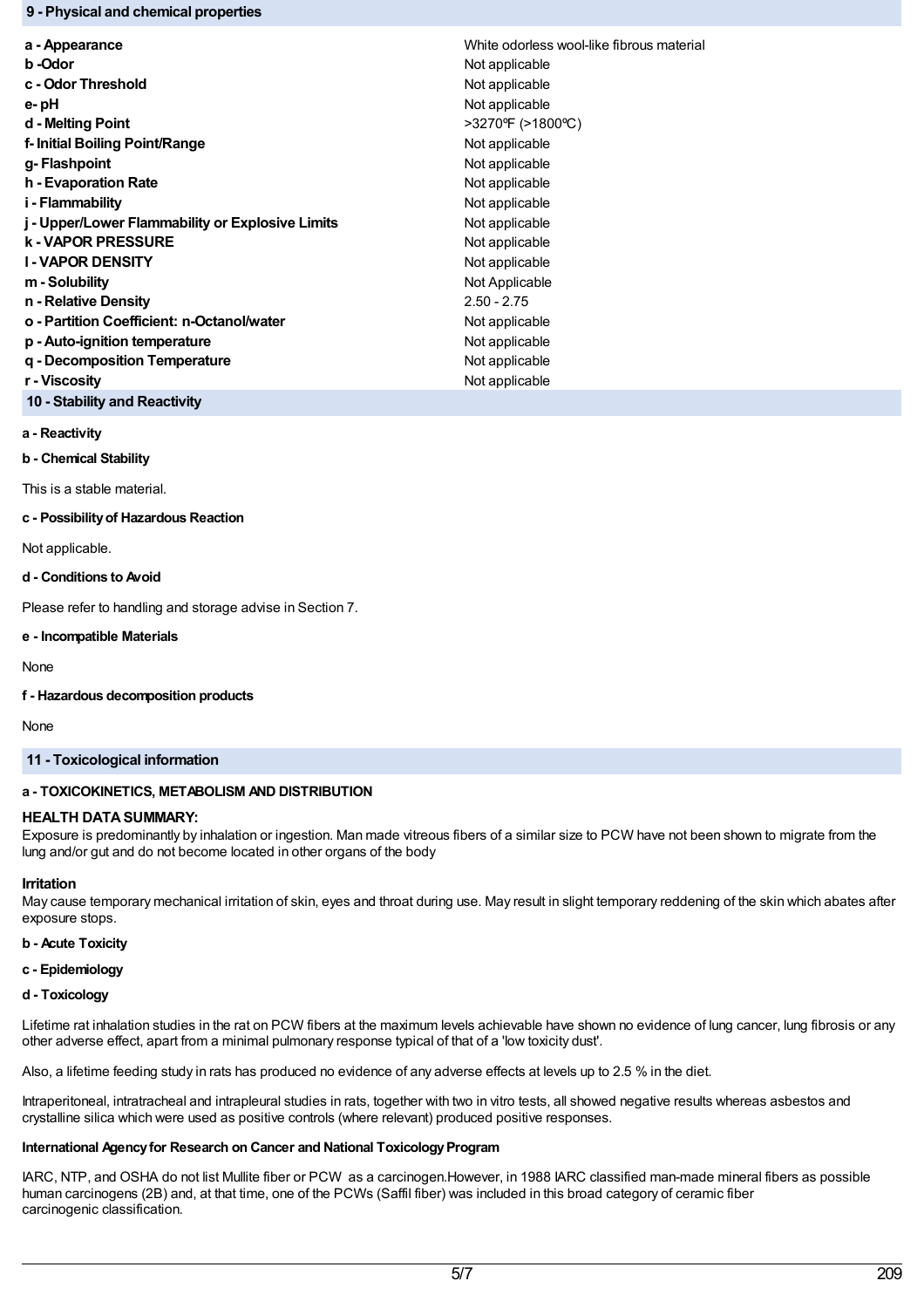## 9 - Physical and chemical properties

| | |
|---|---|
| **a - Appearance** | White odorless wool-like fibrous material |
| **b -Odor** | Not applicable |
| **c - Odor Threshold** | Not applicable |
| **e- pH** | Not applicable |
| **d - Melting Point** | >3270ºF (>1800ºC) |
| **f- Initial Boiling Point/Range** | Not applicable |
| **g- Flashpoint** | Not applicable |
| **h - Evaporation Rate** | Not applicable |
| **i - Flammability** | Not applicable |
| **j - Upper/Lower Flammability or Explosive Limits** | Not applicable |
| **k - VAPOR PRESSURE** | Not applicable |
| **l - VAPOR DENSITY** | Not applicable |
| **m - Solubility** | Not Applicable |
| **n - Relative Density** | 2.50 - 2.75 |
| **o - Partition Coefficient: n-Octanol/water** | Not applicable |
| **p - Auto-ignition temperature** | Not applicable |
| **q - Decomposition Temperature** | Not applicable |
| **r - Viscosity** | Not applicable |

## 10 - Stability and Reactivity

**a - Reactivity**

**b - Chemical Stability**

This is a stable material.

**c - Possibility of Hazardous Reaction**

Not applicable.

**d - Conditions to Avoid**

Please refer to handling and storage advise in Section 7.

**e - Incompatible Materials**

None

**f - Hazardous decomposition products**

None

## 11 - Toxicological information

**a - TOXICOKINETICS, METABOLISM AND DISTRIBUTION**

**HEALTH DATA SUMMARY:**

Exposure is predominantly by inhalation or ingestion. Man made vitreous fibers of a similar size to PCW have not been shown to migrate from the lung and/or gut and do not become located in other organs of the body

**Irritation**

May cause temporary mechanical irritation of skin, eyes and throat during use. May result in slight temporary reddening of the skin which abates after exposure stops.

**b - Acute Toxicity**

**c - Epidemiology**

**d - Toxicology**

Lifetime rat inhalation studies in the rat on PCW fibers at the maximum levels achievable have shown no evidence of lung cancer, lung fibrosis or any other adverse effect, apart from a minimal pulmonary response typical of that of a 'low toxicity dust'.

Also, a lifetime feeding study in rats has produced no evidence of any adverse effects at levels up to 2.5 % in the diet.

Intraperitoneal, intratracheal and intrapleural studies in rats, together with two in vitro tests, all showed negative results whereas asbestos and crystalline silica which were used as positive controls (where relevant) produced positive responses.

**International Agency for Research on Cancer and National Toxicology Program**

IARC, NTP, and OSHA do not list Mullite fiber or PCW as a carcinogen.However, in 1988 IARC classified man-made mineral fibers as possible human carcinogens (2B) and, at that time, one of the PCWs (Saffil fiber) was included in this broad category of ceramic fiber carcinogenic classification.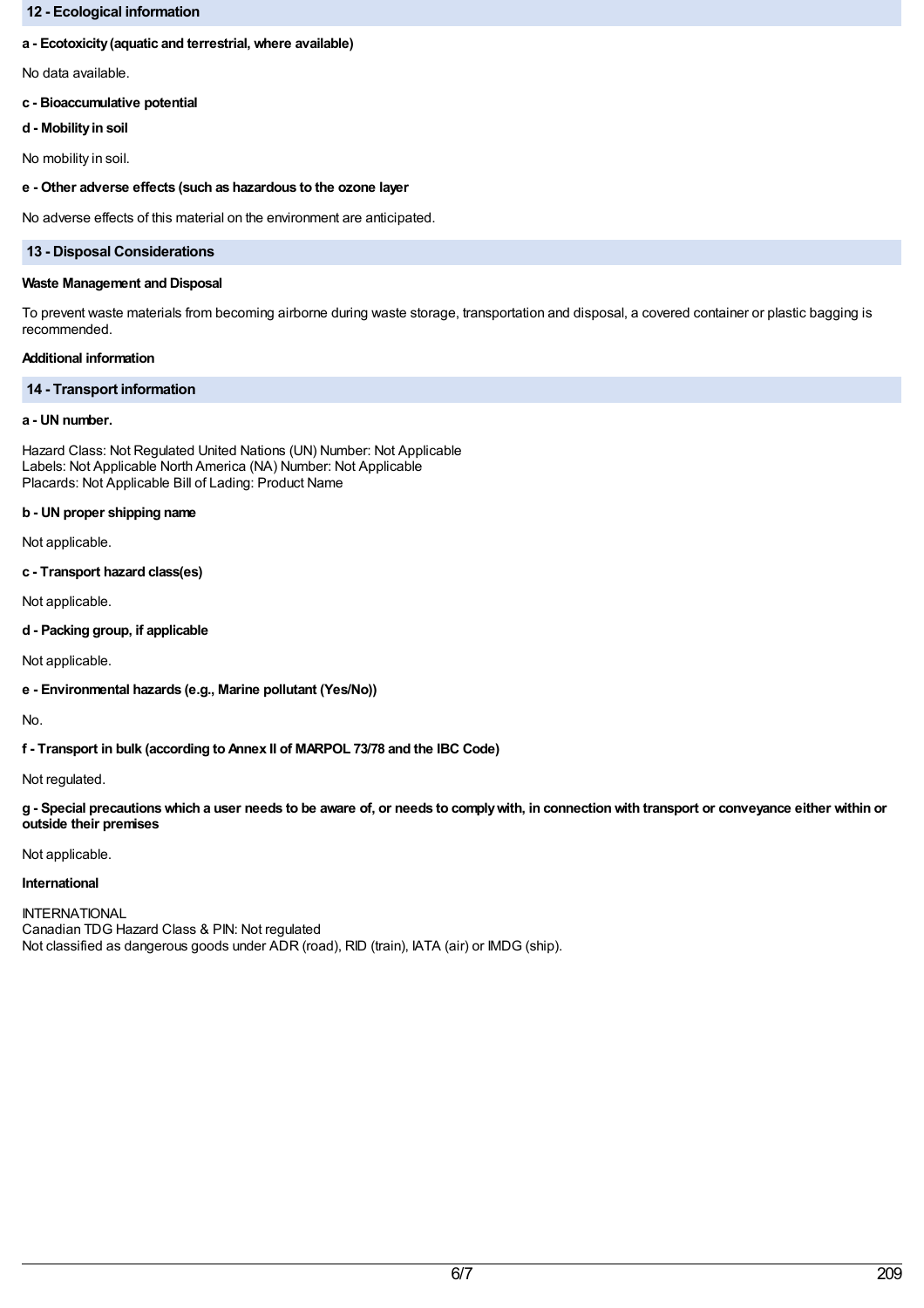## 12 - Ecological information

**a - Ecotoxicity (aquatic and terrestrial, where available)**

No data available.

**c - Bioaccumulative potential**

**d - Mobility in soil**

No mobility in soil.

**e - Other adverse effects (such as hazardous to the ozone layer**

No adverse effects of this material on the environment are anticipated.

## 13 - Disposal Considerations

**Waste Management and Disposal**

To prevent waste materials from becoming airborne during waste storage, transportation and disposal, a covered container or plastic bagging is recommended.

**Additional information**

## 14 - Transport information

**a - UN number.**

Hazard Class: Not Regulated United Nations (UN) Number: Not Applicable
Labels: Not Applicable North America (NA) Number: Not Applicable
Placards: Not Applicable Bill of Lading: Product Name

**b - UN proper shipping name**

Not applicable.

**c - Transport hazard class(es)**

Not applicable.

**d - Packing group, if applicable**

Not applicable.

**e - Environmental hazards (e.g., Marine pollutant (Yes/No))**

No.

**f - Transport in bulk (according to Annex II of MARPOL 73/78 and the IBC Code)**

Not regulated.

**g - Special precautions which a user needs to be aware of, or needs to comply with, in connection with transport or conveyance either within or outside their premises**

Not applicable.

**International**

INTERNATIONAL
Canadian TDG Hazard Class & PIN: Not regulated
Not classified as dangerous goods under ADR (road), RID (train), IATA (air) or IMDG (ship).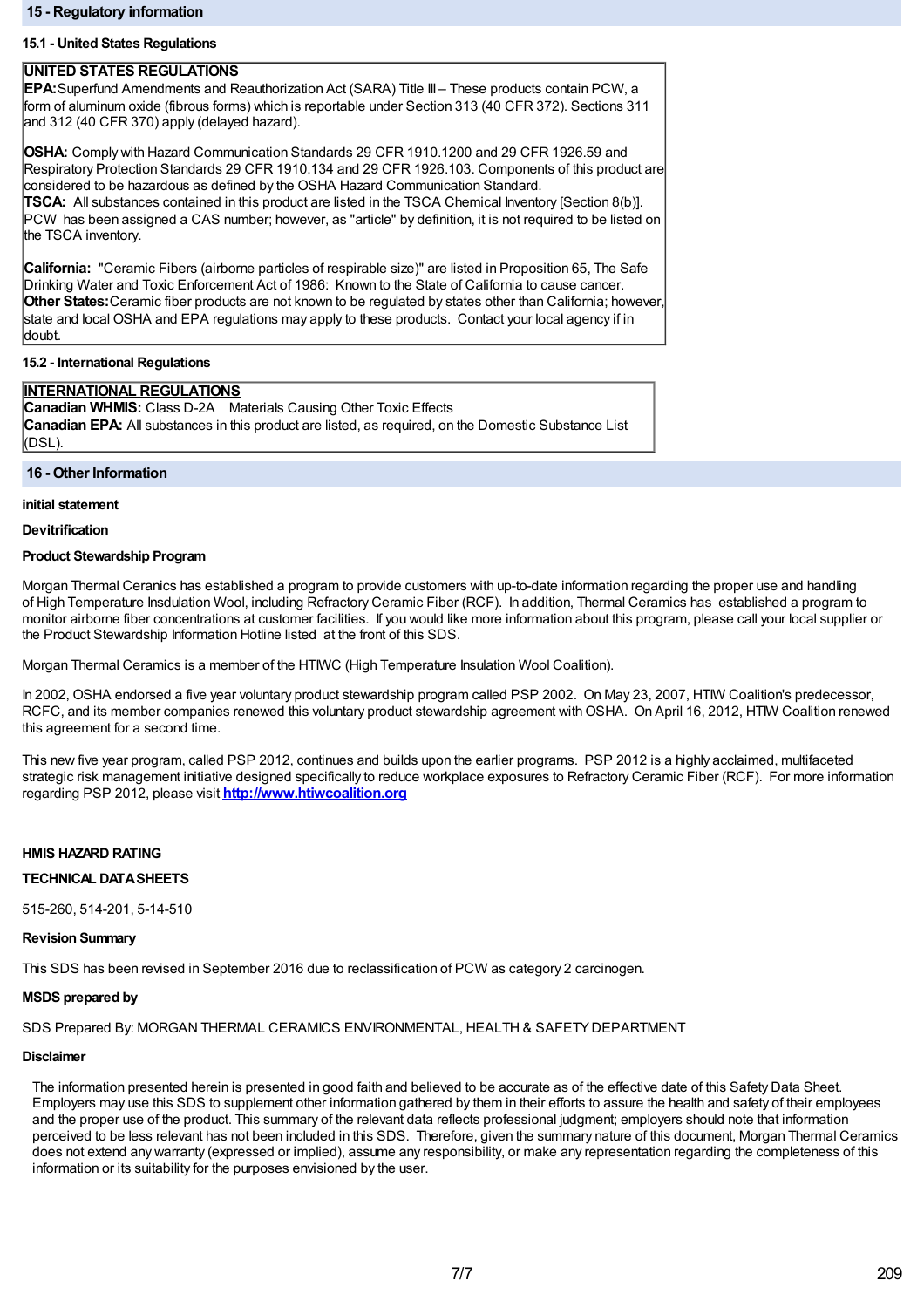## 15 - Regulatory information

### 15.1 - United States Regulations

**UNITED STATES REGULATIONS**

**EPA:** Superfund Amendments and Reauthorization Act (SARA) Title III – These products contain PCW, a form of aluminum oxide (fibrous forms) which is reportable under Section 313 (40 CFR 372). Sections 311 and 312 (40 CFR 370) apply (delayed hazard).

**OSHA:** Comply with Hazard Communication Standards 29 CFR 1910.1200 and 29 CFR 1926.59 and Respiratory Protection Standards 29 CFR 1910.134 and 29 CFR 1926.103. Components of this product are considered to be hazardous as defined by the OSHA Hazard Communication Standard.

**TSCA:** All substances contained in this product are listed in the TSCA Chemical Inventory [Section 8(b)]. PCW has been assigned a CAS number; however, as "article" by definition, it is not required to be listed on the TSCA inventory.

**California:** "Ceramic Fibers (airborne particles of respirable size)" are listed in Proposition 65, The Safe Drinking Water and Toxic Enforcement Act of 1986: Known to the State of California to cause cancer.

**Other States:** Ceramic fiber products are not known to be regulated by states other than California; however, state and local OSHA and EPA regulations may apply to these products. Contact your local agency if in doubt.

### 15.2 - International Regulations

**INTERNATIONAL REGULATIONS**

**Canadian WHMIS:** Class D-2A Materials Causing Other Toxic Effects

**Canadian EPA:** All substances in this product are listed, as required, on the Domestic Substance List (DSL).

## 16 - Other Information

**initial statement**

**Devitrification**

**Product Stewardship Program**

Morgan Thermal Ceramics has established a program to provide customers with up-to-date information regarding the proper use and handling of High Temperature Insdulation Wool, including Refractory Ceramic Fiber (RCF). In addition, Thermal Ceramics has established a program to monitor airborne fiber concentrations at customer facilities. If you would like more information about this program, please call your local supplier or the Product Stewardship Information Hotline listed at the front of this SDS.

Morgan Thermal Ceramics is a member of the HTIWC (High Temperature Insulation Wool Coalition).

In 2002, OSHA endorsed a five year voluntary product stewardship program called PSP 2002. On May 23, 2007, HTIW Coalition's predecessor, RCFC, and its member companies renewed this voluntary product stewardship agreement with OSHA. On April 16, 2012, HTIW Coalition renewed this agreement for a second time.

This new five year program, called PSP 2012, continues and builds upon the earlier programs. PSP 2012 is a highly acclaimed, multifaceted strategic risk management initiative designed specifically to reduce workplace exposures to Refractory Ceramic Fiber (RCF). For more information regarding PSP 2012, please visit **http://www.htiwcoalition.org**

**HMIS HAZARD RATING**

**TECHNICAL DATA SHEETS**

515-260, 514-201, 5-14-510

**Revision Summary**

This SDS has been revised in September 2016 due to reclassification of PCW as category 2 carcinogen.

**MSDS prepared by**

SDS Prepared By: MORGAN THERMAL CERAMICS ENVIRONMENTAL, HEALTH & SAFETY DEPARTMENT

**Disclaimer**

The information presented herein is presented in good faith and believed to be accurate as of the effective date of this Safety Data Sheet. Employers may use this SDS to supplement other information gathered by them in their efforts to assure the health and safety of their employees and the proper use of the product. This summary of the relevant data reflects professional judgment; employers should note that information perceived to be less relevant has not been included in this SDS. Therefore, given the summary nature of this document, Morgan Thermal Ceramics does not extend any warranty (expressed or implied), assume any responsibility, or make any representation regarding the completeness of this information or its suitability for the purposes envisioned by the user.